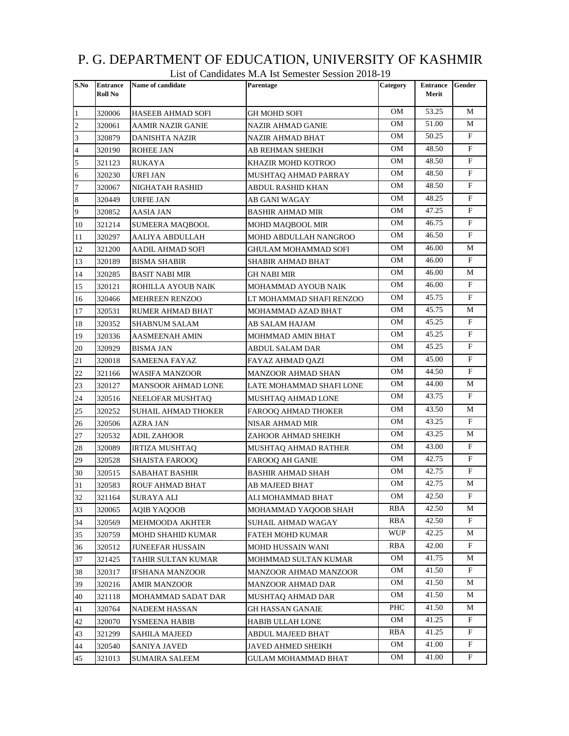# P. G. DEPARTMENT OF EDUCATION, UNIVERSITY OF KASHMIR

List of Candidates M.A Ist Semester Session 2018-19

| S.No | Entrance Roll No | Name of candidate | Parentage | Category | Entrance Merit | Gender |
|---|---|---|---|---|---|---|
| 1 | 320006 | HASEEB AHMAD SOFI | GH MOHD SOFI | OM | 53.25 | M |
| 2 | 320061 | AAMIR NAZIR GANIE | NAZIR AHMAD GANIE | OM | 51.00 | M |
| 3 | 320879 | DANISHTA NAZIR | NAZIR AHMAD BHAT | OM | 50.25 | F |
| 4 | 320190 | ROHEE JAN | AB REHMAN SHEIKH | OM | 48.50 | F |
| 5 | 321123 | RUKAYA | KHAZIR MOHD KOTROO | OM | 48.50 | F |
| 6 | 320230 | URFI JAN | MUSHTAQ AHMAD PARRAY | OM | 48.50 | F |
| 7 | 320067 | NIGHATAH RASHID | ABDUL RASHID KHAN | OM | 48.50 | F |
| 8 | 320449 | URFIE JAN | AB GANI WAGAY | OM | 48.25 | F |
| 9 | 320852 | AASIA JAN | BASHIR AHMAD MIR | OM | 47.25 | F |
| 10 | 321214 | SUMEERA MAQBOOL | MOHD MAQBOOL MIR | OM | 46.75 | F |
| 11 | 320297 | AALIYA ABDULLAH | MOHD ABDULLAH NANGROO | OM | 46.50 | F |
| 12 | 321200 | AADIL AHMAD SOFI | GHULAM MOHAMMAD SOFI | OM | 46.00 | M |
| 13 | 320189 | BISMA SHABIR | SHABIR AHMAD BHAT | OM | 46.00 | F |
| 14 | 320285 | BASIT NABI MIR | GH NABI MIR | OM | 46.00 | M |
| 15 | 320121 | ROHILLA AYOUB NAIK | MOHAMMAD AYOUB NAIK | OM | 46.00 | F |
| 16 | 320466 | MEHREEN RENZOO | LT MOHAMMAD SHAFI RENZOO | OM | 45.75 | F |
| 17 | 320531 | RUMER AHMAD BHAT | MOHAMMAD AZAD BHAT | OM | 45.75 | M |
| 18 | 320352 | SHABNUM SALAM | AB SALAM HAJAM | OM | 45.25 | F |
| 19 | 320336 | AASMEENAH AMIN | MOHMMAD AMIN BHAT | OM | 45.25 | F |
| 20 | 320929 | BISMA JAN | ABDUL SALAM DAR | OM | 45.25 | F |
| 21 | 320018 | SAMEENA FAYAZ | FAYAZ AHMAD QAZI | OM | 45.00 | F |
| 22 | 321166 | WASIFA MANZOOR | MANZOOR AHMAD SHAN | OM | 44.50 | F |
| 23 | 320127 | MANSOOR AHMAD LONE | LATE MOHAMMAD SHAFI LONE | OM | 44.00 | M |
| 24 | 320516 | NEELOFAR MUSHTAQ | MUSHTAQ AHMAD LONE | OM | 43.75 | F |
| 25 | 320252 | SUHAIL AHMAD THOKER | FAROOQ AHMAD THOKER | OM | 43.50 | M |
| 26 | 320506 | AZRA JAN | NISAR AHMAD MIR | OM | 43.25 | F |
| 27 | 320532 | ADIL ZAHOOR | ZAHOOR AHMAD SHEIKH | OM | 43.25 | M |
| 28 | 320089 | IRTIZA MUSHTAQ | MUSHTAQ AHMAD RATHER | OM | 43.00 | F |
| 29 | 320528 | SHAISTA FAROOQ | FAROOQ AH GANIE | OM | 42.75 | F |
| 30 | 320515 | SABAHAT BASHIR | BASHIR AHMAD SHAH | OM | 42.75 | F |
| 31 | 320583 | ROUF AHMAD BHAT | AB MAJEED BHAT | OM | 42.75 | M |
| 32 | 321164 | SURAYA ALI | ALI MOHAMMAD BHAT | OM | 42.50 | F |
| 33 | 320065 | AQIB YAQOOB | MOHAMMAD YAQOOB SHAH | RBA | 42.50 | M |
| 34 | 320569 | MEHMOODA AKHTER | SUHAIL AHMAD WAGAY | RBA | 42.50 | F |
| 35 | 320759 | MOHD SHAHID KUMAR | FATEH MOHD KUMAR | WUP | 42.25 | M |
| 36 | 320512 | JUNEEFAR HUSSAIN | MOHD HUSSAIN WANI | RBA | 42.00 | F |
| 37 | 321425 | TAHIR SULTAN KUMAR | MOHMMAD SULTAN KUMAR | OM | 41.75 | M |
| 38 | 320317 | IFSHANA MANZOOR | MANZOOR AHMAD MANZOOR | OM | 41.50 | F |
| 39 | 320216 | AMIR MANZOOR | MANZOOR AHMAD DAR | OM | 41.50 | M |
| 40 | 321118 | MOHAMMAD SADAT DAR | MUSHTAQ AHMAD DAR | OM | 41.50 | M |
| 41 | 320764 | NADEEM HASSAN | GH HASSAN GANAIE | PHC | 41.50 | M |
| 42 | 320070 | YSMEENA HABIB | HABIB ULLAH LONE | OM | 41.25 | F |
| 43 | 321299 | SAHILA MAJEED | ABDUL MAJEED BHAT | RBA | 41.25 | F |
| 44 | 320540 | SANIYA JAVED | JAVED AHMED SHEIKH | OM | 41.00 | F |
| 45 | 321013 | SUMAIRA SALEEM | GULAM MOHAMMAD BHAT | OM | 41.00 | F |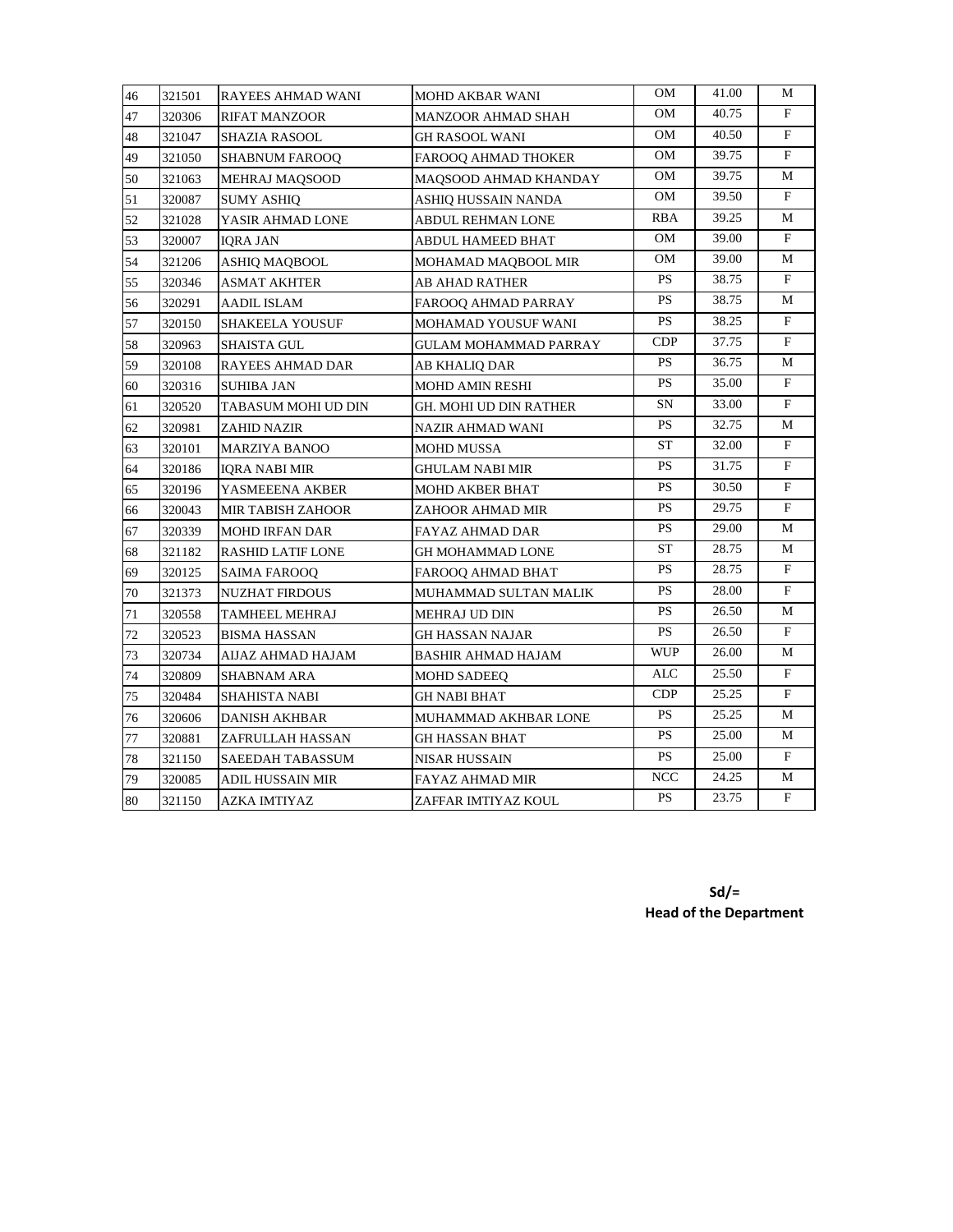| 46 | 321501 | RAYEES AHMAD WANI | MOHD AKBAR WANI | OM | 41.00 | M |
|---|---|---|---|---|---|---|
| 47 | 320306 | RIFAT MANZOOR | MANZOOR AHMAD SHAH | OM | 40.75 | F |
| 48 | 321047 | SHAZIA RASOOL | GH RASOOL WANI | OM | 40.50 | F |
| 49 | 321050 | SHABNUM FAROOQ | FAROOQ AHMAD THOKER | OM | 39.75 | F |
| 50 | 321063 | MEHRAJ MAQSOOD | MAQSOOD AHMAD KHANDAY | OM | 39.75 | M |
| 51 | 320087 | SUMY ASHIQ | ASHIQ HUSSAIN NANDA | OM | 39.50 | F |
| 52 | 321028 | YASIR AHMAD LONE | ABDUL REHMAN LONE | RBA | 39.25 | M |
| 53 | 320007 | IQRA JAN | ABDUL HAMEED BHAT | OM | 39.00 | F |
| 54 | 321206 | ASHIQ MAQBOOL | MOHAMAD MAQBOOL MIR | OM | 39.00 | M |
| 55 | 320346 | ASMAT AKHTER | AB AHAD RATHER | PS | 38.75 | F |
| 56 | 320291 | AADIL ISLAM | FAROOQ AHMAD PARRAY | PS | 38.75 | M |
| 57 | 320150 | SHAKEELA YOUSUF | MOHAMAD YOUSUF WANI | PS | 38.25 | F |
| 58 | 320963 | SHAISTA GUL | GULAM MOHAMMAD PARRAY | CDP | 37.75 | F |
| 59 | 320108 | RAYEES AHMAD DAR | AB KHALIQ DAR | PS | 36.75 | M |
| 60 | 320316 | SUHIBA JAN | MOHD AMIN RESHI | PS | 35.00 | F |
| 61 | 320520 | TABASUM MOHI UD DIN | GH. MOHI UD DIN RATHER | SN | 33.00 | F |
| 62 | 320981 | ZAHID NAZIR | NAZIR AHMAD WANI | PS | 32.75 | M |
| 63 | 320101 | MARZIYA BANOO | MOHD MUSSA | ST | 32.00 | F |
| 64 | 320186 | IQRA NABI MIR | GHULAM NABI MIR | PS | 31.75 | F |
| 65 | 320196 | YASMEEENA AKBER | MOHD AKBER BHAT | PS | 30.50 | F |
| 66 | 320043 | MIR TABISH ZAHOOR | ZAHOOR AHMAD MIR | PS | 29.75 | F |
| 67 | 320339 | MOHD IRFAN DAR | FAYAZ AHMAD DAR | PS | 29.00 | M |
| 68 | 321182 | RASHID LATIF LONE | GH MOHAMMAD LONE | ST | 28.75 | M |
| 69 | 320125 | SAIMA FAROOQ | FAROOQ AHMAD BHAT | PS | 28.75 | F |
| 70 | 321373 | NUZHAT FIRDOUS | MUHAMMAD SULTAN MALIK | PS | 28.00 | F |
| 71 | 320558 | TAMHEEL MEHRAJ | MEHRAJ UD DIN | PS | 26.50 | M |
| 72 | 320523 | BISMA HASSAN | GH HASSAN NAJAR | PS | 26.50 | F |
| 73 | 320734 | AIJAZ AHMAD HAJAM | BASHIR AHMAD HAJAM | WUP | 26.00 | M |
| 74 | 320809 | SHABNAM ARA | MOHD SADEEQ | ALC | 25.50 | F |
| 75 | 320484 | SHAHISTA NABI | GH NABI BHAT | CDP | 25.25 | F |
| 76 | 320606 | DANISH AKHBAR | MUHAMMAD AKHBAR LONE | PS | 25.25 | M |
| 77 | 320881 | ZAFRULLAH HASSAN | GH HASSAN BHAT | PS | 25.00 | M |
| 78 | 321150 | SAEEDAH TABASSUM | NISAR HUSSAIN | PS | 25.00 | F |
| 79 | 320085 | ADIL HUSSAIN MIR | FAYAZ AHMAD MIR | NCC | 24.25 | M |
| 80 | 321150 | AZKA IMTIYAZ | ZAFFAR IMTIYAZ KOUL | PS | 23.75 | F |

**Sd/=**
**Head of the Department**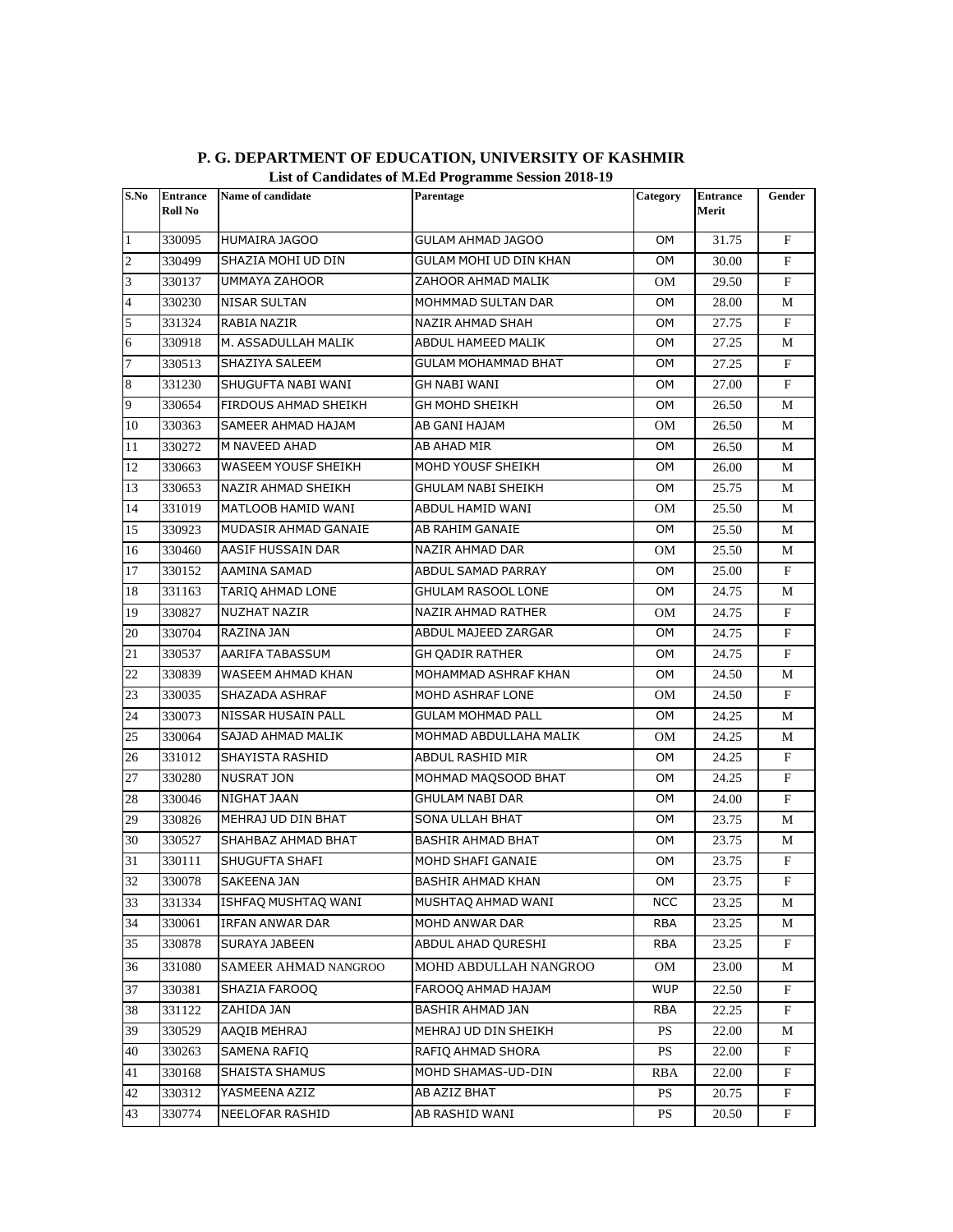**P. G. DEPARTMENT OF EDUCATION, UNIVERSITY OF KASHMIR**

**List of Candidates of M.Ed Programme Session 2018-19**

| S.No | Entrance Roll No | Name of candidate | Parentage | Category | Entrance Merit | Gender |
|---|---|---|---|---|---|---|
| 1 | 330095 | HUMAIRA JAGOO | GULAM AHMAD JAGOO | OM | 31.75 | F |
| 2 | 330499 | SHAZIA MOHI UD DIN | GULAM MOHI UD DIN KHAN | OM | 30.00 | F |
| 3 | 330137 | UMMAYA ZAHOOR | ZAHOOR AHMAD MALIK | OM | 29.50 | F |
| 4 | 330230 | NISAR SULTAN | MOHMMAD SULTAN DAR | OM | 28.00 | M |
| 5 | 331324 | RABIA NAZIR | NAZIR AHMAD SHAH | OM | 27.75 | F |
| 6 | 330918 | M. ASSADULLAH MALIK | ABDUL HAMEED MALIK | OM | 27.25 | M |
| 7 | 330513 | SHAZIYA SALEEM | GULAM MOHAMMAD BHAT | OM | 27.25 | F |
| 8 | 331230 | SHUGUFTA NABI WANI | GH NABI WANI | OM | 27.00 | F |
| 9 | 330654 | FIRDOUS AHMAD SHEIKH | GH MOHD SHEIKH | OM | 26.50 | M |
| 10 | 330363 | SAMEER AHMAD HAJAM | AB GANI HAJAM | OM | 26.50 | M |
| 11 | 330272 | M NAVEED AHAD | AB AHAD MIR | OM | 26.50 | M |
| 12 | 330663 | WASEEM YOUSF SHEIKH | MOHD YOUSF SHEIKH | OM | 26.00 | M |
| 13 | 330653 | NAZIR AHMAD SHEIKH | GHULAM NABI SHEIKH | OM | 25.75 | M |
| 14 | 331019 | MATLOOB HAMID WANI | ABDUL HAMID WANI | OM | 25.50 | M |
| 15 | 330923 | MUDASIR AHMAD GANAIE | AB RAHIM GANAIE | OM | 25.50 | M |
| 16 | 330460 | AASIF HUSSAIN DAR | NAZIR AHMAD DAR | OM | 25.50 | M |
| 17 | 330152 | AAMINA SAMAD | ABDUL SAMAD PARRAY | OM | 25.00 | F |
| 18 | 331163 | TARIQ AHMAD LONE | GHULAM RASOOL LONE | OM | 24.75 | M |
| 19 | 330827 | NUZHAT NAZIR | NAZIR AHMAD RATHER | OM | 24.75 | F |
| 20 | 330704 | RAZINA JAN | ABDUL MAJEED ZARGAR | OM | 24.75 | F |
| 21 | 330537 | AARIFA TABASSUM | GH QADIR RATHER | OM | 24.75 | F |
| 22 | 330839 | WASEEM AHMAD KHAN | MOHAMMAD ASHRAF KHAN | OM | 24.50 | M |
| 23 | 330035 | SHAZADA ASHRAF | MOHD ASHRAF LONE | OM | 24.50 | F |
| 24 | 330073 | NISSAR HUSAIN PALL | GULAM MOHMAD PALL | OM | 24.25 | M |
| 25 | 330064 | SAJAD AHMAD MALIK | MOHMAD ABDULLAHA MALIK | OM | 24.25 | M |
| 26 | 331012 | SHAYISTA RASHID | ABDUL RASHID MIR | OM | 24.25 | F |
| 27 | 330280 | NUSRAT JON | MOHMAD MAQSOOD BHAT | OM | 24.25 | F |
| 28 | 330046 | NIGHAT JAAN | GHULAM NABI DAR | OM | 24.00 | F |
| 29 | 330826 | MEHRAJ UD DIN BHAT | SONA ULLAH BHAT | OM | 23.75 | M |
| 30 | 330527 | SHAHBAZ AHMAD BHAT | BASHIR AHMAD BHAT | OM | 23.75 | M |
| 31 | 330111 | SHUGUFTA SHAFI | MOHD SHAFI GANAIE | OM | 23.75 | F |
| 32 | 330078 | SAKEENA JAN | BASHIR AHMAD KHAN | OM | 23.75 | F |
| 33 | 331334 | ISHFAQ MUSHTAQ WANI | MUSHTAQ AHMAD WANI | NCC | 23.25 | M |
| 34 | 330061 | IRFAN ANWAR DAR | MOHD ANWAR DAR | RBA | 23.25 | M |
| 35 | 330878 | SURAYA JABEEN | ABDUL AHAD QURESHI | RBA | 23.25 | F |
| 36 | 331080 | SAMEER AHMAD NANGROO | MOHD ABDULLAH NANGROO | OM | 23.00 | M |
| 37 | 330381 | SHAZIA FAROOQ | FAROOQ AHMAD HAJAM | WUP | 22.50 | F |
| 38 | 331122 | ZAHIDA JAN | BASHIR AHMAD JAN | RBA | 22.25 | F |
| 39 | 330529 | AAQIB MEHRAJ | MEHRAJ UD DIN SHEIKH | PS | 22.00 | M |
| 40 | 330263 | SAMENA RAFIQ | RAFIQ AHMAD SHORA | PS | 22.00 | F |
| 41 | 330168 | SHAISTA SHAMUS | MOHD SHAMAS-UD-DIN | RBA | 22.00 | F |
| 42 | 330312 | YASMEENA AZIZ | AB AZIZ BHAT | PS | 20.75 | F |
| 43 | 330774 | NEELOFAR RASHID | AB RASHID WANI | PS | 20.50 | F |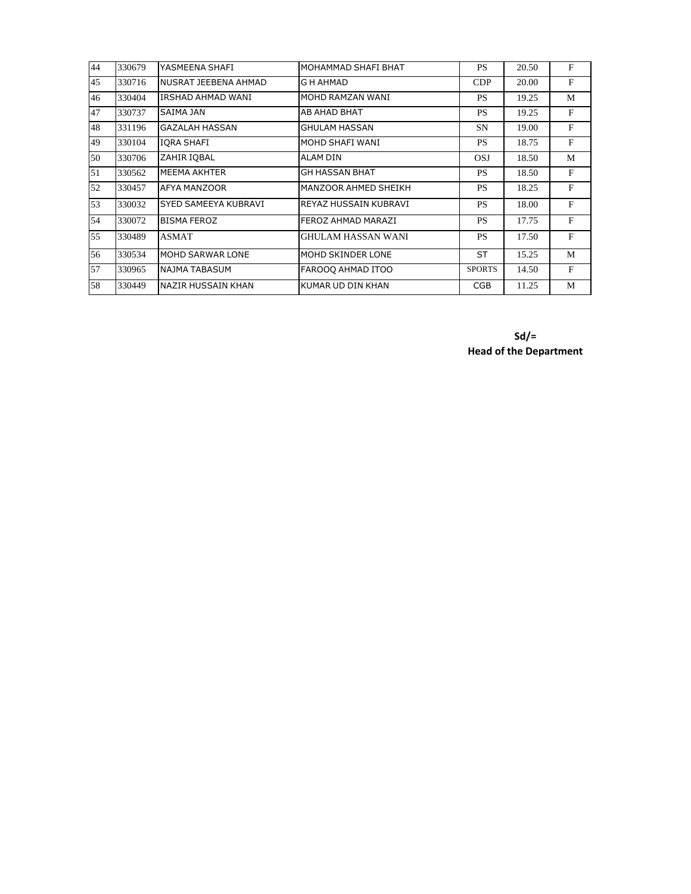| | | | | | | |
|---|---|---|---|---|---|---|
| 44 | 330679 | YASMEENA SHAFI | MOHAMMAD SHAFI BHAT | PS | 20.50 | F |
| 45 | 330716 | NUSRAT JEEBENA AHMAD | G H AHMAD | CDP | 20.00 | F |
| 46 | 330404 | IRSHAD AHMAD WANI | MOHD RAMZAN WANI | PS | 19.25 | M |
| 47 | 330737 | SAIMA JAN | AB AHAD BHAT | PS | 19.25 | F |
| 48 | 331196 | GAZALAH HASSAN | GHULAM HASSAN | SN | 19.00 | F |
| 49 | 330104 | IQRA SHAFI | MOHD SHAFI WANI | PS | 18.75 | F |
| 50 | 330706 | ZAHIR IQBAL | ALAM DIN | OSJ | 18.50 | M |
| 51 | 330562 | MEEMA AKHTER | GH HASSAN BHAT | PS | 18.50 | F |
| 52 | 330457 | AFYA MANZOOR | MANZOOR AHMED SHEIKH | PS | 18.25 | F |
| 53 | 330032 | SYED SAMEEYA KUBRAVI | REYAZ HUSSAIN KUBRAVI | PS | 18.00 | F |
| 54 | 330072 | BISMA FEROZ | FEROZ AHMAD MARAZI | PS | 17.75 | F |
| 55 | 330489 | ASMAT | GHULAM HASSAN WANI | PS | 17.50 | F |
| 56 | 330534 | MOHD SARWAR LONE | MOHD SKINDER LONE | ST | 15.25 | M |
| 57 | 330965 | NAJMA TABASUM | FAROOQ AHMAD ITOO | SPORTS | 14.50 | F |
| 58 | 330449 | NAZIR HUSSAIN KHAN | KUMAR UD DIN KHAN | CGB | 11.25 | M |

**Sd/=**

**Head of the Department**